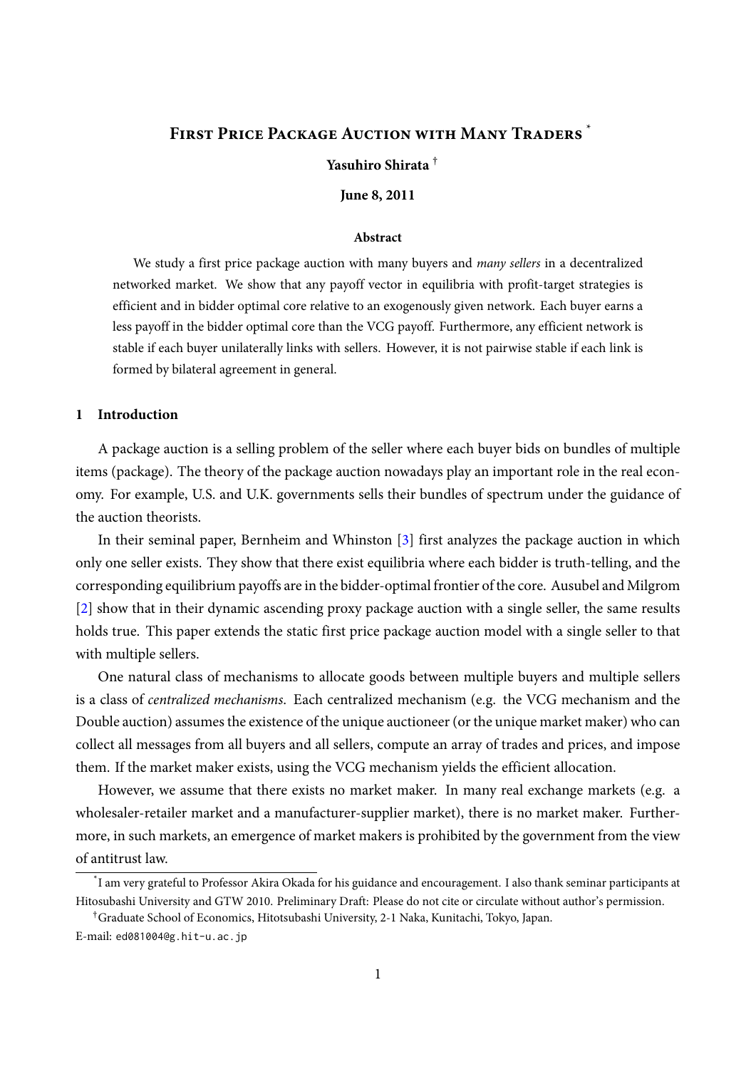# First Price Package Auction with Many Traders [*]

**Yasuhiro Shirata** [†]

**June 8, 2011**

### Abstract

We study a first price package auction with many buyers and *many sellers* in a decentralized networked market. We show that any payoff vector in equilibria with profit-target strategies is efficient and in bidder optimal core relative to an exogenously given network. Each buyer earns a less payoff in the bidder optimal core than the VCG payoff. Furthermore, any efficient network is stable if each buyer unilaterally links with sellers. However, it is not pairwise stable if each link is formed by bilateral agreement in general.

## 1 Introduction

A package auction is a selling problem of the seller where each buyer bids on bundles of multiple items (package). The theory of the package auction nowadays play an important role in the real economy. For example, U.S. and U.K. governments sells their bundles of spectrum under the guidance of the auction theorists.

In their seminal paper, Bernheim and Whinston [3] first analyzes the package auction in which only one seller exists. They show that there exist equilibria where each bidder is truth-telling, and the corresponding equilibrium payoffs are in the bidder-optimal frontier of the core. Ausubel and Milgrom [2] show that in their dynamic ascending proxy package auction with a single seller, the same results holds true. This paper extends the static first price package auction model with a single seller to that with multiple sellers.

One natural class of mechanisms to allocate goods between multiple buyers and multiple sellers is a class of *centralized mechanisms*. Each centralized mechanism (e.g. the VCG mechanism and the Double auction) assumes the existence of the unique auctioneer (or the unique market maker) who can collect all messages from all buyers and all sellers, compute an array of trades and prices, and impose them. If the market maker exists, using the VCG mechanism yields the efficient allocation.

However, we assume that there exists no market maker. In many real exchange markets (e.g. a wholesaler-retailer market and a manufacturer-supplier market), there is no market maker. Furthermore, in such markets, an emergence of market makers is prohibited by the government from the view of antitrust law.

---

[*] I am very grateful to Professor Akira Okada for his guidance and encouragement. I also thank seminar participants at Hitosubashi University and GTW 2010. Preliminary Draft: Please do not cite or circulate without author's permission.

[†] Graduate School of Economics, Hitotsubashi University, 2-1 Naka, Kunitachi, Tokyo, Japan.
E-mail: ed081004@g.hit-u.ac.jp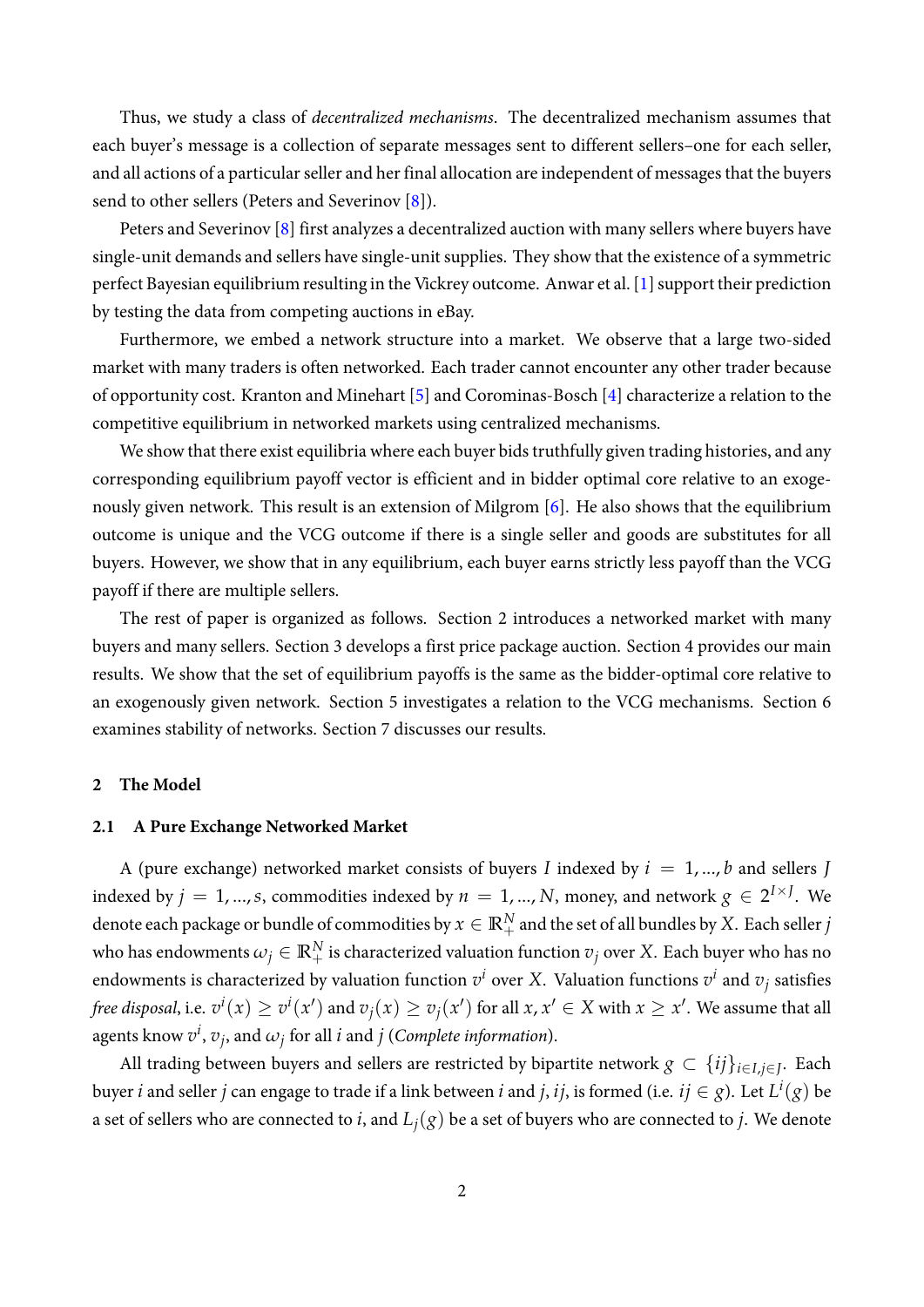Thus, we study a class of *decentralized mechanisms*. The decentralized mechanism assumes that each buyer's message is a collection of separate messages sent to different sellers–one for each seller, and all actions of a particular seller and her final allocation are independent of messages that the buyers send to other sellers (Peters and Severinov [8]).

Peters and Severinov [8] first analyzes a decentralized auction with many sellers where buyers have single-unit demands and sellers have single-unit supplies. They show that the existence of a symmetric perfect Bayesian equilibrium resulting in the Vickrey outcome. Anwar et al. [1] support their prediction by testing the data from competing auctions in eBay.

Furthermore, we embed a network structure into a market. We observe that a large two-sided market with many traders is often networked. Each trader cannot encounter any other trader because of opportunity cost. Kranton and Minehart [5] and Corominas-Bosch [4] characterize a relation to the competitive equilibrium in networked markets using centralized mechanisms.

We show that there exist equilibria where each buyer bids truthfully given trading histories, and any corresponding equilibrium payoff vector is efficient and in bidder optimal core relative to an exogenously given network. This result is an extension of Milgrom [6]. He also shows that the equilibrium outcome is unique and the VCG outcome if there is a single seller and goods are substitutes for all buyers. However, we show that in any equilibrium, each buyer earns strictly less payoff than the VCG payoff if there are multiple sellers.

The rest of paper is organized as follows. Section 2 introduces a networked market with many buyers and many sellers. Section 3 develops a first price package auction. Section 4 provides our main results. We show that the set of equilibrium payoffs is the same as the bidder-optimal core relative to an exogenously given network. Section 5 investigates a relation to the VCG mechanisms. Section 6 examines stability of networks. Section 7 discusses our results.

## 2 The Model

### 2.1 A Pure Exchange Networked Market

A (pure exchange) networked market consists of buyers $I$ indexed by $i = 1, ..., b$ and sellers $J$ indexed by $j = 1, ..., s$, commodities indexed by $n = 1, ..., N$, money, and network $g \in 2^{I \times J}$. We denote each package or bundle of commodities by $x \in \mathbb{R}_{+}^{N}$ and the set of all bundles by $X$. Each seller $j$ who has endowments $\omega_j \in \mathbb{R}_{+}^{N}$ is characterized valuation function $v_j$ over $X$. Each buyer who has no endowments is characterized by valuation function $v^i$ over $X$. Valuation functions $v^i$ and $v_j$ satisfies *free disposal*, i.e. $v^i(x) \geq v^i(x')$ and $v_j(x) \geq v_j(x')$ for all $x, x' \in X$ with $x \geq x'$. We assume that all agents know $v^i$, $v_j$, and $\omega_j$ for all $i$ and $j$ (*Complete information*).

All trading between buyers and sellers are restricted by bipartite network $g \subset \{ij\}_{i \in I, j \in J}$. Each buyer $i$ and seller $j$ can engage to trade if a link between $i$ and $j$, $ij$, is formed (i.e. $ij \in g$). Let $L^i(g)$ be a set of sellers who are connected to $i$, and $L_j(g)$ be a set of buyers who are connected to $j$. We denote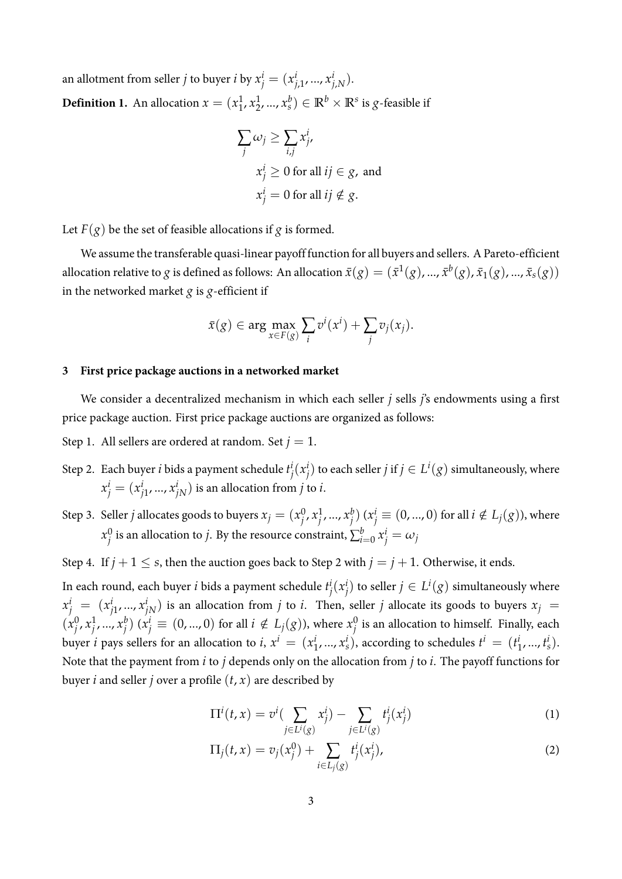an allotment from seller $j$ to buyer $i$ by $x_j^i = (x_{j,1}^i, ..., x_{j,N}^i)$.

**Definition 1.** An allocation $x = (x_1^1, x_2^1, ..., x_s^b) \in \mathbb{R}^b \times \mathbb{R}^s$ is $g$-feasible if

$$\sum_j \omega_j \geq \sum_{i,j} x_j^i,$$
$$x_j^i \geq 0 \text{ for all } ij \in g, \text{ and}$$
$$x_j^i = 0 \text{ for all } ij \notin g.$$

Let $F(g)$ be the set of feasible allocations if $g$ is formed.

We assume the transferable quasi-linear payoff function for all buyers and sellers. A Pareto-efficient allocation relative to $g$ is defined as follows: An allocation $\bar{x}(g) = (\bar{x}^1(g), ..., \bar{x}^b(g), \bar{x}_1(g), ..., \bar{x}_s(g))$ in the networked market $g$ is $g$-efficient if

$$\bar{x}(g) \in \arg\max_{x \in F(g)} \sum_i v^i(x^i) + \sum_j v_j(x_j).$$

## 3 First price package auctions in a networked market

We consider a decentralized mechanism in which each seller $j$ sells $j$'s endowments using a first price package auction. First price package auctions are organized as follows:

Step 1. All sellers are ordered at random. Set $j = 1$.

Step 2. Each buyer $i$ bids a payment schedule $t_j^i(x_j^i)$ to each seller $j$ if $j \in L^i(g)$ simultaneously, where $x_j^i = (x_{j1}^i, ..., x_{jN}^i)$ is an allocation from $j$ to $i$.

Step 3. Seller $j$ allocates goods to buyers $x_j = (x_j^0, x_j^1, ..., x_j^b)$ ($x_j^i \equiv (0, ..., 0)$ for all $i \notin L_j(g)$), where $x_j^0$ is an allocation to $j$. By the resource constraint, $\sum_{i=0}^b x_j^i = \omega_j$

Step 4. If $j + 1 \leq s$, then the auction goes back to Step 2 with $j = j + 1$. Otherwise, it ends.

In each round, each buyer $i$ bids a payment schedule $t_j^i(x_j^i)$ to seller $j \in L^i(g)$ simultaneously where $x_j^i = (x_{j1}^i, ..., x_{jN}^i)$ is an allocation from $j$ to $i$. Then, seller $j$ allocate its goods to buyers $x_j = (x_j^0, x_j^1, ..., x_j^b)$ ($x_j^i \equiv (0, ..., 0)$ for all $i \notin L_j(g)$), where $x_j^0$ is an allocation to himself. Finally, each buyer $i$ pays sellers for an allocation to $i$, $x^i = (x_1^i, ..., x_s^i)$, according to schedules $t^i = (t_1^i, ..., t_s^i)$. Note that the payment from $i$ to $j$ depends only on the allocation from $j$ to $i$. The payoff functions for buyer $i$ and seller $j$ over a profile $(t, x)$ are described by

$$\Pi^i(t, x) = v^i\Big(\sum_{j \in L^i(g)} x_j^i\Big) - \sum_{j \in L^i(g)} t_j^i(x_j^i) \tag{1}$$

$$\Pi_j(t, x) = v_j(x_j^0) + \sum_{i \in L_j(g)} t_j^i(x_j^i), \tag{2}$$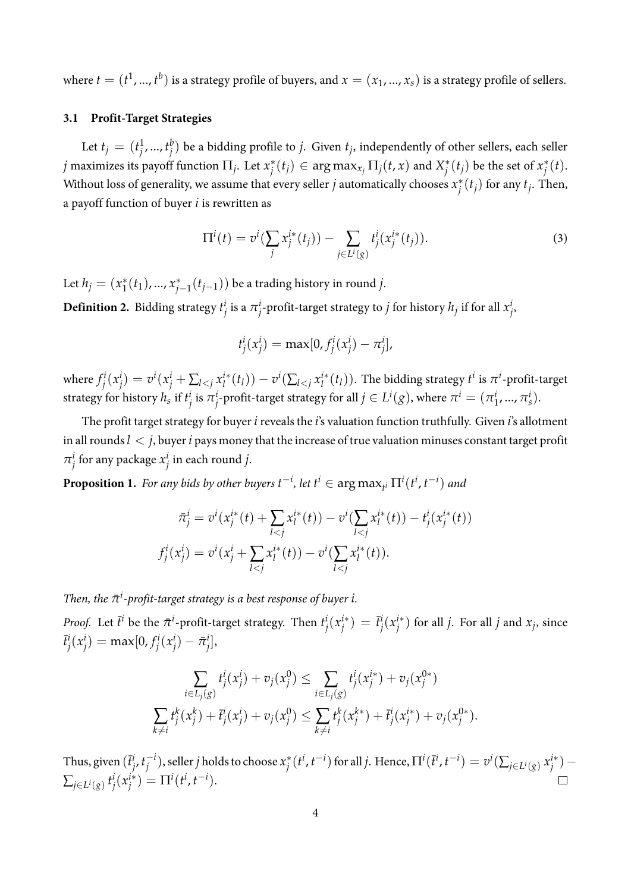where $t = (t^1, ..., t^b)$ is a strategy profile of buyers, and $x = (x_1, ..., x_s)$ is a strategy profile of sellers.

### 3.1 Profit-Target Strategies

Let $t_j = (t_j^1, ..., t_j^b)$ be a bidding profile to $j$. Given $t_j$, independently of other sellers, each seller $j$ maximizes its payoff function $\Pi_j$. Let $x_j^*(t_j) \in \arg\max_{x_j} \Pi_j(t, x)$ and $X_j^*(t_j)$ be the set of $x_j^*(t)$. Without loss of generality, we assume that every seller $j$ automatically chooses $x_j^*(t_j)$ for any $t_j$. Then, a payoff function of buyer $i$ is rewritten as

$$\Pi^i(t) = v^i(\sum_j x_j^{i*}(t_j)) - \sum_{j \in L^i(g)} t_j^i(x_j^{i*}(t_j)). \tag{3}$$

Let $h_j = (x_1^*(t_1), ..., x_{j-1}^*(t_{j-1}))$ be a trading history in round $j$.

**Definition 2.** Bidding strategy $t_j^i$ is a $\pi_j^i$-profit-target strategy to $j$ for history $h_j$ if for all $x_j^i$,

$$t_j^i(x_j^i) = \max[0, f_j^i(x_j^i) - \pi_j^i],$$

where $f_j^i(x_j^i) = v^i(x_j^i + \sum_{l<j} x_l^{i*}(t_l)) - v^i(\sum_{l<j} x_l^{i*}(t_l))$. The bidding strategy $t^i$ is $\pi^i$-profit-target strategy for history $h_s$ if $t_j^i$ is $\pi_j^i$-profit-target strategy for all $j \in L^i(g)$, where $\pi^i = (\pi_1^i, ..., \pi_s^i)$.

The profit target strategy for buyer $i$ reveals the $i$'s valuation function truthfully. Given $i$'s allotment in all rounds $l < j$, buyer $i$ pays money that the increase of true valuation minuses constant target profit $\pi_j^i$ for any package $x_j^i$ in each round $j$.

**Proposition 1.** *For any bids by other buyers $t^{-i}$, let $t^i \in \arg\max_{t^i} \Pi^i(t^i, t^{-i})$ and*

$$\bar{\pi}_j^i = v^i(x_j^{i*}(t) + \sum_{l<j} x_l^{i*}(t)) - v^i(\sum_{l<j} x_l^{i*}(t)) - t_j^i(x_j^{i*}(t))$$
$$f_j^i(x_j^i) = v^i(x_j^i + \sum_{l<j} x_l^{i*}(t)) - v^i(\sum_{l<j} x_l^{i*}(t)).$$

*Then, the $\bar{\pi}^i$-profit-target strategy is a best response of buyer $i$.*

*Proof.* Let $\bar{t}^i$ be the $\bar{\pi}^i$-profit-target strategy. Then $t_j^i(x_j^{i*}) = \bar{t}_j^i(x_j^{i*})$ for all $j$. For all $j$ and $x_j$, since $\bar{t}_j^i(x_j^i) = \max[0, f_j^i(x_j^i) - \bar{\pi}_j^i]$,

$$\sum_{i \in L_j(g)} t_j^i(x_j^i) + v_j(x_j^0) \leq \sum_{i \in L_j(g)} t_j^i(x_j^{i*}) + v_j(x_j^{0*})$$
$$\sum_{k \neq i} t_j^k(x_j^k) + \bar{t}_j^i(x_j^i) + v_j(x_j^0) \leq \sum_{k \neq i} t_j^k(x_j^{k*}) + \bar{t}_j^i(x_j^{i*}) + v_j(x_j^{0*}).$$

Thus, given $(\bar{t}_j^i, t_j^{-i})$, seller $j$ holds to choose $x_j^*(t^i, t^{-i})$ for all $j$. Hence, $\Pi^i(\bar{t}^i, t^{-i}) = v^i(\sum_{j \in L^i(g)} x_j^{i*}) - \sum_{j \in L^i(g)} t_j^i(x_j^{i*}) = \Pi^i(t^i, t^{-i})$. $\square$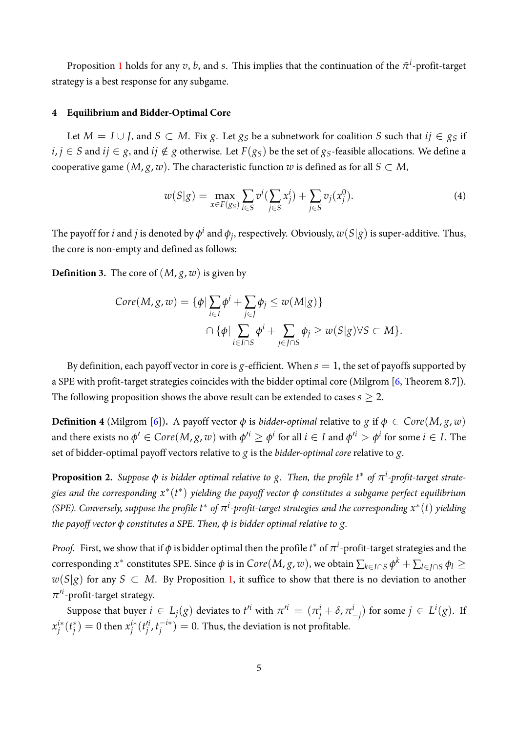Proposition 1 holds for any $v$, $b$, and $s$. This implies that the continuation of the $\bar{\pi}^i$-profit-target strategy is a best response for any subgame.

## 4 Equilibrium and Bidder-Optimal Core

Let $M = I \cup J$, and $S \subset M$. Fix $g$. Let $g_S$ be a subnetwork for coalition $S$ such that $ij \in g_S$ if $i, j \in S$ and $ij \in g$, and $ij \notin g$ otherwise. Let $F(g_S)$ be the set of $g_S$-feasible allocations. We define a cooperative game $(M, g, w)$. The characteristic function $w$ is defined as for all $S \subset M$,

$$w(S|g) = \max_{x \in F(g_S)} \sum_{i \in S} v^i(\sum_{j \in S} x^i_j) + \sum_{j \in S} v_j(x^0_j). \tag{4}$$

The payoff for $i$ and $j$ is denoted by $\phi^i$ and $\phi_j$, respectively. Obviously, $w(S|g)$ is super-additive. Thus, the core is non-empty and defined as follows:

**Definition 3.** The core of $(M, g, w)$ is given by

$$\begin{aligned} Core(M, g, w) = \{\phi | \sum_{i \in I} \phi^i + \sum_{j \in J} \phi_j \leq w(M|g)\} \\ \cap \{\phi | \sum_{i \in I \cap S} \phi^i + \sum_{j \in J \cap S} \phi_j \geq w(S|g) \forall S \subset M\}. \end{aligned}$$

By definition, each payoff vector in core is $g$-efficient. When $s = 1$, the set of payoffs supported by a SPE with profit-target strategies coincides with the bidder optimal core (Milgrom [6, Theorem 8.7]). The following proposition shows the above result can be extended to cases $s \geq 2$.

**Definition 4** (Milgrom [6])**.** A payoff vector $\phi$ is *bidder-optimal* relative to $g$ if $\phi \in Core(M, g, w)$ and there exists no $\phi' \in Core(M, g, w)$ with $\phi'^i \geq \phi^i$ for all $i \in I$ and $\phi'^i > \phi^i$ for some $i \in I$. The set of bidder-optimal payoff vectors relative to $g$ is the *bidder-optimal core* relative to $g$.

**Proposition 2.** *Suppose $\phi$ is bidder optimal relative to $g$. Then, the profile $t^*$ of $\pi^i$-profit-target strategies and the corresponding $x^*(t^*)$ yielding the payoff vector $\phi$ constitutes a subgame perfect equilibrium (SPE). Conversely, suppose the profile $t^*$ of $\pi^i$-profit-target strategies and the corresponding $x^*(t)$ yielding the payoff vector $\phi$ constitutes a SPE. Then, $\phi$ is bidder optimal relative to $g$.*

*Proof.* First, we show that if $\phi$ is bidder optimal then the profile $t^*$ of $\pi^i$-profit-target strategies and the corresponding $x^*$ constitutes SPE. Since $\phi$ is in $Core(M, g, w)$, we obtain $\sum_{k \in I \cap S} \phi^k + \sum_{l \in J \cap S} \phi_l \geq w(S|g)$ for any $S \subset M$. By Proposition 1, it suffice to show that there is no deviation to another $\pi'^i$-profit-target strategy.

Suppose that buyer $i \in L_j(g)$ deviates to $t'^i$ with $\pi'^i = (\pi^i_j + \delta, \pi^i_{-j})$ for some $j \in L^i(g)$. If $x^{i*}_j(t^*_j) = 0$ then $x^{i*}_j(t'^i_j, t^{-i*}_j) = 0$. Thus, the deviation is not profitable.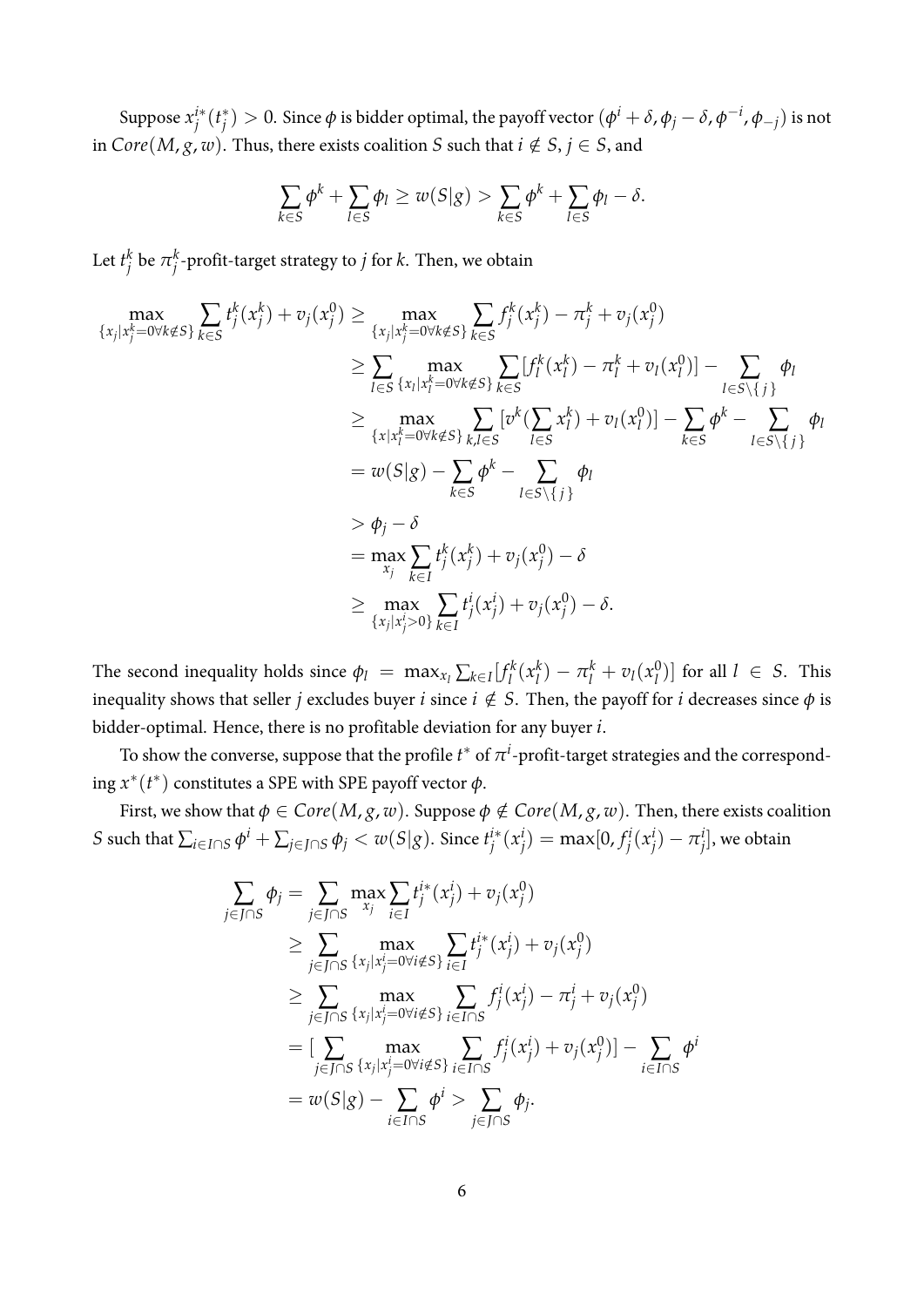Suppose $x_j^{i*}(t_j^*) > 0$. Since $\phi$ is bidder optimal, the payoff vector $(\phi^i + \delta, \phi_j - \delta, \phi^{-i}, \phi_{-j})$ is not in $Core(M, g, w)$. Thus, there exists coalition $S$ such that $i \notin S$, $j \in S$, and

$$\sum_{k \in S} \phi^k + \sum_{l \in S} \phi_l \geq w(S|g) > \sum_{k \in S} \phi^k + \sum_{l \in S} \phi_l - \delta.$$

Let $t_j^k$ be $\pi_j^k$-profit-target strategy to $j$ for $k$. Then, we obtain

$$\begin{aligned}
\max_{\{x_j | x_j^k = 0 \forall k \notin S\}} \sum_{k \in S} t_j^k(x_j^k) + v_j(x_j^0) &\geq \max_{\{x_j | x_j^k = 0 \forall k \notin S\}} \sum_{k \in S} f_j^k(x_j^k) - \pi_j^k + v_j(x_j^0) \\
&\geq \sum_{l \in S} \max_{\{x_l | x_l^k = 0 \forall k \notin S\}} \sum_{k \in S} [f_l^k(x_l^k) - \pi_l^k + v_l(x_l^0)] - \sum_{l \in S \setminus \{j\}} \phi_l \\
&\geq \max_{\{x | x_l^k = 0 \forall k \notin S\}} \sum_{k,l \in S} [v^k(\sum_{l \in S} x_l^k) + v_l(x_l^0)] - \sum_{k \in S} \phi^k - \sum_{l \in S \setminus \{j\}} \phi_l \\
&= w(S|g) - \sum_{k \in S} \phi^k - \sum_{l \in S \setminus \{j\}} \phi_l \\
&> \phi_j - \delta \\
&= \max_{x_j} \sum_{k \in I} t_j^k(x_j^k) + v_j(x_j^0) - \delta \\
&\geq \max_{\{x_j | x_j^i > 0\}} \sum_{k \in I} t_j^i(x_j^i) + v_j(x_j^0) - \delta.
\end{aligned}$$

The second inequality holds since $\phi_l = \max_{x_l} \sum_{k \in I} [f_l^k(x_l^k) - \pi_l^k + v_l(x_l^0)]$ for all $l \in S$. This inequality shows that seller $j$ excludes buyer $i$ since $i \notin S$. Then, the payoff for $i$ decreases since $\phi$ is bidder-optimal. Hence, there is no profitable deviation for any buyer $i$.

To show the converse, suppose that the profile $t^*$ of $\pi^i$-profit-target strategies and the corresponding $x^*(t^*)$ constitutes a SPE with SPE payoff vector $\phi$.

First, we show that $\phi \in Core(M, g, w)$. Suppose $\phi \notin Core(M, g, w)$. Then, there exists coalition $S$ such that $\sum_{i \in I \cap S} \phi^i + \sum_{j \in J \cap S} \phi_j < w(S|g)$. Since $t_j^{i*}(x_j^i) = \max[0, f_j^i(x_j^i) - \pi_j^i]$, we obtain

$$\begin{aligned}
\sum_{j \in J \cap S} \phi_j &= \sum_{j \in J \cap S} \max_{x_j} \sum_{i \in I} t_j^{i*}(x_j^i) + v_j(x_j^0) \\
&\geq \sum_{j \in J \cap S} \max_{\{x_j | x_j^i = 0 \forall i \notin S\}} \sum_{i \in I} t_j^{i*}(x_j^i) + v_j(x_j^0) \\
&\geq \sum_{j \in J \cap S} \max_{\{x_j | x_j^i = 0 \forall i \notin S\}} \sum_{i \in I \cap S} f_j^i(x_j^i) - \pi_j^i + v_j(x_j^0) \\
&= [\sum_{j \in J \cap S} \max_{\{x_j | x_j^i = 0 \forall i \notin S\}} \sum_{i \in I \cap S} f_j^i(x_j^i) + v_j(x_j^0)] - \sum_{i \in I \cap S} \phi^i \\
&= w(S|g) - \sum_{i \in I \cap S} \phi^i > \sum_{j \in J \cap S} \phi_j.
\end{aligned}$$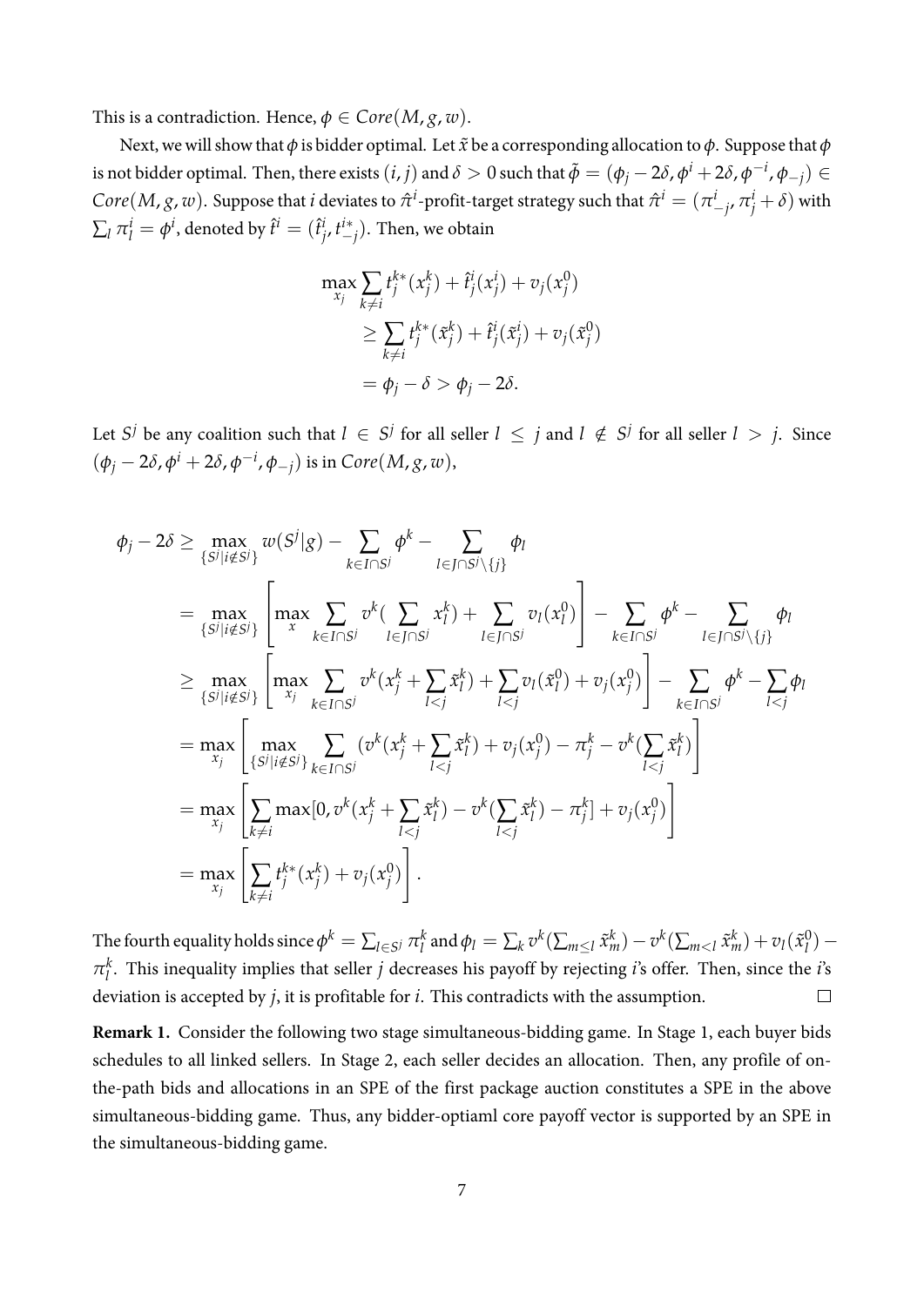This is a contradiction. Hence, $\phi \in Core(M, g, w)$.

Next, we will show that $\phi$ is bidder optimal. Let $\tilde{x}$ be a corresponding allocation to $\phi$. Suppose that $\phi$ is not bidder optimal. Then, there exists $(i, j)$ and $\delta > 0$ such that $\tilde{\phi} = (\phi_j - 2\delta, \phi^i + 2\delta, \phi^{-i}, \phi_{-j}) \in Core(M, g, w)$. Suppose that $i$ deviates to $\hat{\pi}^i$-profit-target strategy such that $\hat{\pi}^i = (\pi^i_{-j}, \pi^i_j + \delta)$ with $\sum_l \pi^i_l = \phi^i$, denoted by $\hat{t}^i = (\hat{t}^i_j, t^{i*}_{-j})$. Then, we obtain

$$
\begin{aligned}
\max_{x_j} \sum_{k \neq i} t^{k*}_j(x^k_j) + \hat{t}^i_j(x^i_j) + v_j(x^0_j)
&\geq \sum_{k \neq i} t^{k*}_j(\tilde{x}^k_j) + \hat{t}^i_j(\tilde{x}^i_j) + v_j(\tilde{x}^0_j) \\
&= \phi_j - \delta > \phi_j - 2\delta.
\end{aligned}
$$

Let $S^j$ be any coalition such that $l \in S^j$ for all seller $l \leq j$ and $l \notin S^j$ for all seller $l > j$. Since $(\phi_j - 2\delta, \phi^i + 2\delta, \phi^{-i}, \phi_{-j})$ is in $Core(M, g, w)$,

$$
\begin{aligned}
\phi_j - 2\delta &\geq \max_{\{S^j | i \notin S^j\}} w(S^j|g) - \sum_{k \in I \cap S^j} \phi^k - \sum_{l \in J \cap S^j \setminus \{j\}} \phi_l \\
&= \max_{\{S^j | i \notin S^j\}} \left[ \max_x \sum_{k \in I \cap S^j} v^k\Big(\sum_{l \in J \cap S^j} x^k_l\Big) + \sum_{l \in J \cap S^j} v_l(x^0_l) \right] - \sum_{k \in I \cap S^j} \phi^k - \sum_{l \in J \cap S^j \setminus \{j\}} \phi_l \\
&\geq \max_{\{S^j | i \notin S^j\}} \left[ \max_{x_j} \sum_{k \in I \cap S^j} v^k\Big(x^k_j + \sum_{l<j} \tilde{x}^k_l\Big) + \sum_{l<j} v_l(\tilde{x}^0_l) + v_j(x^0_j) \right] - \sum_{k \in I \cap S^j} \phi^k - \sum_{l<j} \phi_l \\
&= \max_{x_j} \left[ \max_{\{S^j | i \notin S^j\}} \sum_{k \in I \cap S^j} \Big(v^k\Big(x^k_j + \sum_{l<j} \tilde{x}^k_l\Big) + v_j(x^0_j) - \pi^k_j - v^k\Big(\sum_{l<j} \tilde{x}^k_l\Big)\Big) \right] \\
&= \max_{x_j} \left[ \sum_{k \neq i} \max\Big[0, v^k\Big(x^k_j + \sum_{l<j} \tilde{x}^k_l\Big) - v^k\Big(\sum_{l<j} \tilde{x}^k_l\Big) - \pi^k_j\Big] + v_j(x^0_j) \right] \\
&= \max_{x_j} \left[ \sum_{k \neq i} t^{k*}_j(x^k_j) + v_j(x^0_j) \right].
\end{aligned}
$$

The fourth equality holds since $\phi^k = \sum_{l \in S^j} \pi^k_l$ and $\phi_l = \sum_k v^k(\sum_{m \leq l} \tilde{x}^k_m) - v^k(\sum_{m<l} \tilde{x}^k_m) + v_l(\tilde{x}^0_l) - \pi^k_l$. This inequality implies that seller $j$ decreases his payoff by rejecting $i$'s offer. Then, since the $i$'s deviation is accepted by $j$, it is profitable for $i$. This contradicts with the assumption. $\square$

**Remark 1.** Consider the following two stage simultaneous-bidding game. In Stage 1, each buyer bids schedules to all linked sellers. In Stage 2, each seller decides an allocation. Then, any profile of on-the-path bids and allocations in an SPE of the first package auction constitutes a SPE in the above simultaneous-bidding game. Thus, any bidder-optiaml core payoff vector is supported by an SPE in the simultaneous-bidding game.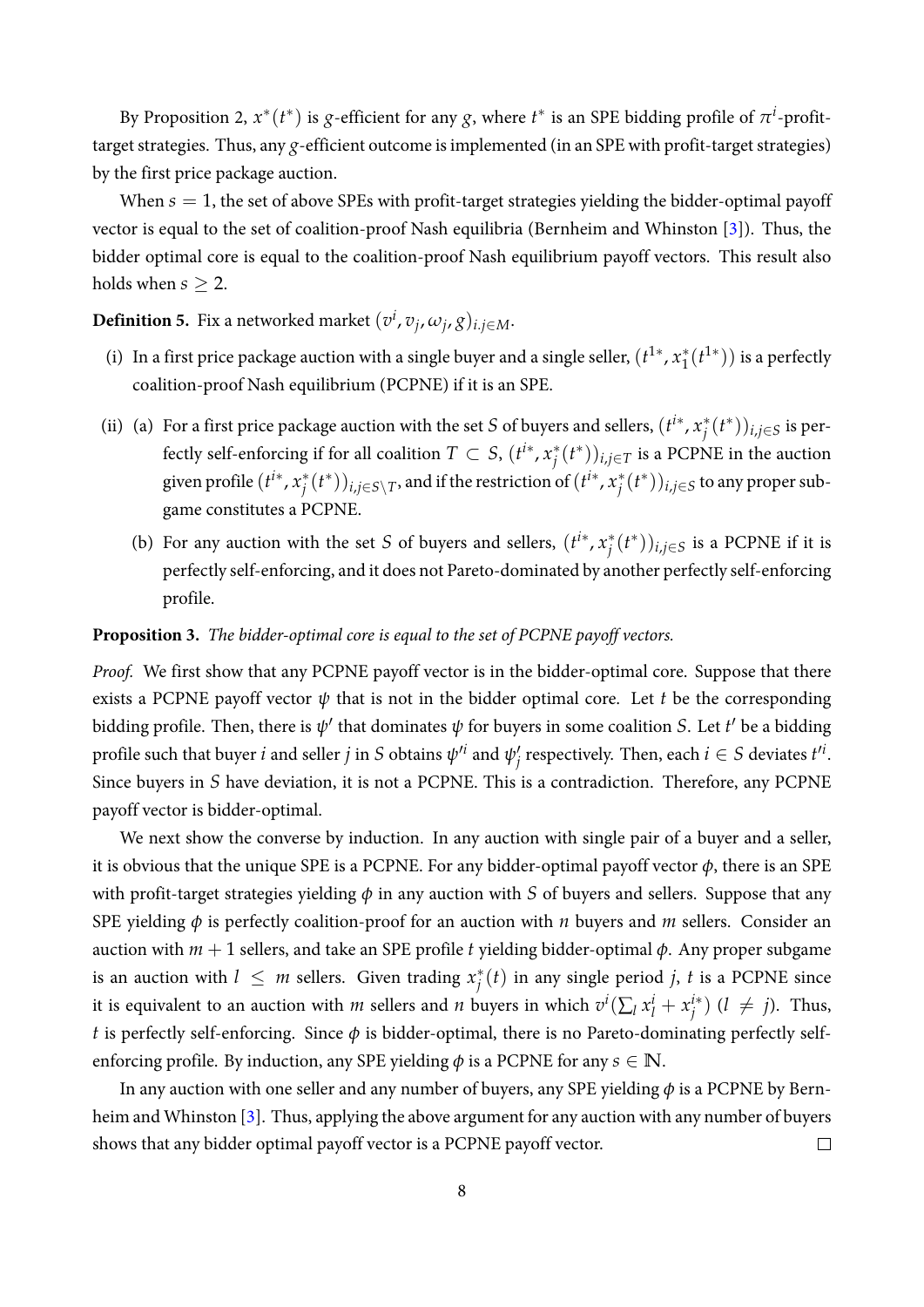By Proposition 2, $x^*(t^*)$ is $g$-efficient for any $g$, where $t^*$ is an SPE bidding profile of $\pi^i$-profit-target strategies. Thus, any $g$-efficient outcome is implemented (in an SPE with profit-target strategies) by the first price package auction.

When $s = 1$, the set of above SPEs with profit-target strategies yielding the bidder-optimal payoff vector is equal to the set of coalition-proof Nash equilibria (Bernheim and Winston [3]). Thus, the bidder optimal core is equal to the coalition-proof Nash equilibrium payoff vectors. This result also holds when $s \geq 2$.

**Definition 5.** Fix a networked market $(v^i, v_j, \omega_j, g)_{i.j \in M}$.

(i) In a first price package auction with a single buyer and a single seller, $(t^{1*}, x_1^*(t^{1*}))$ is a perfectly coalition-proof Nash equilibrium (PCPNE) if it is an SPE.

(ii) (a) For a first price package auction with the set $S$ of buyers and sellers, $(t^{i*}, x_j^*(t^*))_{i,j \in S}$ is perfectly self-enforcing if for all coalition $T \subset S$, $(t^{i*}, x_j^*(t^*))_{i,j \in T}$ is a PCPNE in the auction given profile $(t^{i*}, x_j^*(t^*))_{i,j \in S \setminus T}$, and if the restriction of $(t^{i*}, x_j^*(t^*))_{i,j \in S}$ to any proper subgame constitutes a PCPNE.

(b) For any auction with the set $S$ of buyers and sellers, $(t^{i*}, x_j^*(t^*))_{i,j \in S}$ is a PCPNE if it is perfectly self-enforcing, and it does not Pareto-dominated by another perfectly self-enforcing profile.

**Proposition 3.** *The bidder-optimal core is equal to the set of PCPNE payoff vectors.*

*Proof.* We first show that any PCPNE payoff vector is in the bidder-optimal core. Suppose that there exists a PCPNE payoff vector $\psi$ that is not in the bidder optimal core. Let $t$ be the corresponding bidding profile. Then, there is $\psi'$ that dominates $\psi$ for buyers in some coalition $S$. Let $t'$ be a bidding profile such that buyer $i$ and seller $j$ in $S$ obtains $\psi'^i$ and $\psi'_j$ respectively. Then, each $i \in S$ deviates $t'^i$. Since buyers in $S$ have deviation, it is not a PCPNE. This is a contradiction. Therefore, any PCPNE payoff vector is bidder-optimal.

We next show the converse by induction. In any auction with single pair of a buyer and a seller, it is obvious that the unique SPE is a PCPNE. For any bidder-optimal payoff vector $\phi$, there is an SPE with profit-target strategies yielding $\phi$ in any auction with $S$ of buyers and sellers. Suppose that any SPE yielding $\phi$ is perfectly coalition-proof for an auction with $n$ buyers and $m$ sellers. Consider an auction with $m+1$ sellers, and take an SPE profile $t$ yielding bidder-optimal $\phi$. Any proper subgame is an auction with $l \leq m$ sellers. Given trading $x_j^*(t)$ in any single period $j$, $t$ is a PCPNE since it is equivalent to an auction with $m$ sellers and $n$ buyers in which $v^i(\sum_l x_l^i + x_j^{i*})$ $(l \neq j)$. Thus, $t$ is perfectly self-enforcing. Since $\phi$ is bidder-optimal, there is no Pareto-dominating perfectly self-enforcing profile. By induction, any SPE yielding $\phi$ is a PCPNE for any $s \in \mathbb{N}$.

In any auction with one seller and any number of buyers, any SPE yielding $\phi$ is a PCPNE by Bernheim and Whinston [3]. Thus, applying the above argument for any auction with any number of buyers shows that any bidder optimal payoff vector is a PCPNE payoff vector. $\square$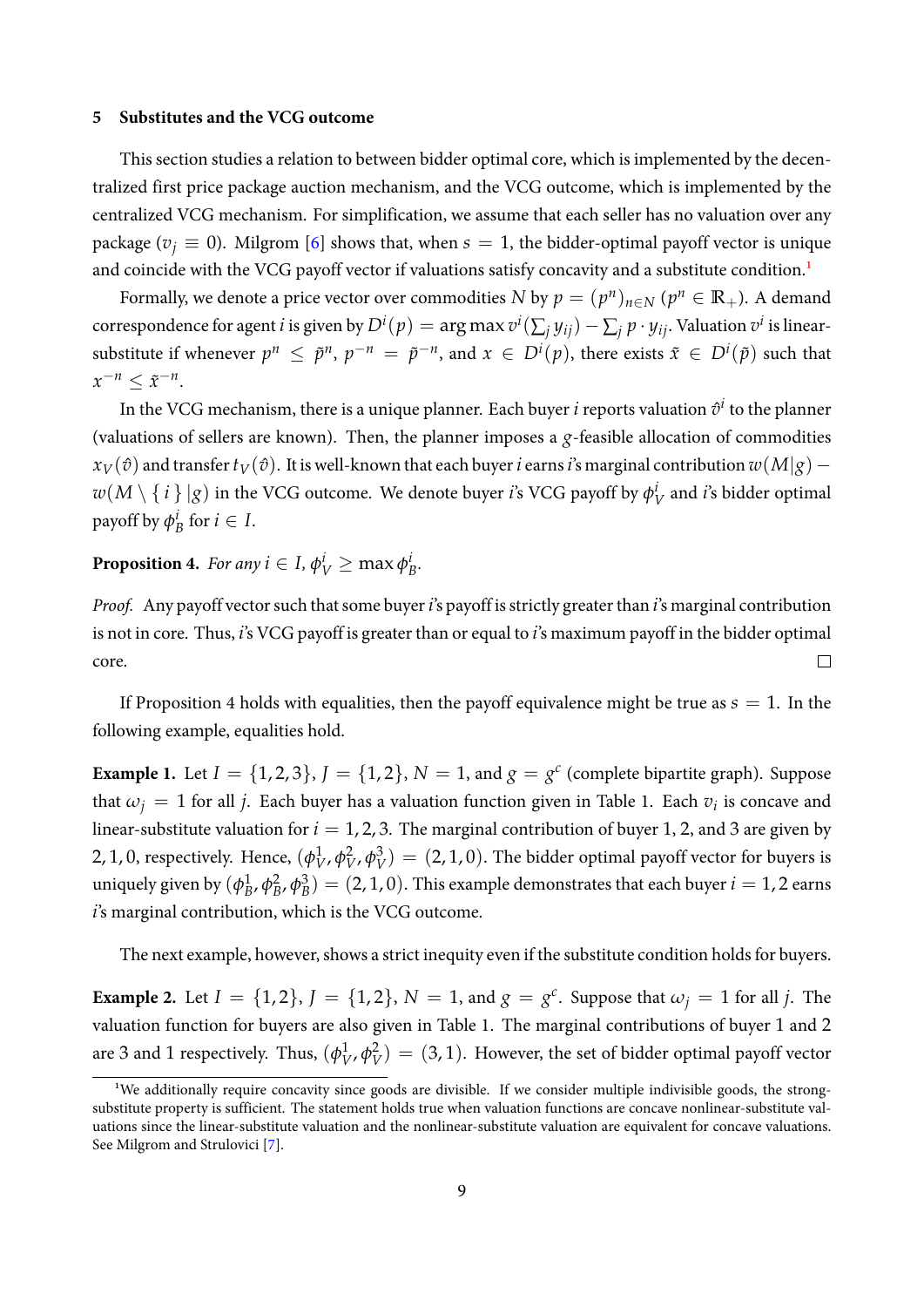## 5 Substitutes and the VCG outcome

This section studies a relation to between bidder optimal core, which is implemented by the decentralized first price package auction mechanism, and the VCG outcome, which is implemented by the centralized VCG mechanism. For simplification, we assume that each seller has no valuation over any package ($v_j \equiv 0$). Milgrom [6] shows that, when $s = 1$, the bidder-optimal payoff vector is unique and coincide with the VCG payoff vector if valuations satisfy concavity and a substitute condition.[1]

Formally, we denote a price vector over commodities $N$ by $p = (p^n)_{n \in N}$ ($p^n \in \mathbb{R}_+$). A demand correspondence for agent $i$ is given by $D^i(p) = \arg\max v^i(\sum_j y_{ij}) - \sum_j p \cdot y_{ij}$. Valuation $v^i$ is linear-substitute if whenever $p^n \leq \tilde{p}^n$, $p^{-n} = \tilde{p}^{-n}$, and $x \in D^i(p)$, there exists $\tilde{x} \in D^i(\tilde{p})$ such that $x^{-n} \leq \tilde{x}^{-n}$.

In the VCG mechanism, there is a unique planner. Each buyer $i$ reports valuation $\hat{v}^i$ to the planner (valuations of sellers are known). Then, the planner imposes a $g$-feasible allocation of commodities $x_V(\hat{v})$ and transfer $t_V(\hat{v})$. It is well-known that each buyer $i$ earns $i$'s marginal contribution $w(M|g) - w(M \setminus \{ i \} | g)$ in the VCG outcome. We denote buyer $i$'s VCG payoff by $\phi_V^i$ and $i$'s bidder optimal payoff by $\phi_B^i$ for $i \in I$.

**Proposition 4.** *For any $i \in I$, $\phi_V^i \geq \max \phi_B^i$.*

*Proof.* Any payoff vector such that some buyer $i$'s payoff is strictly greater than $i$'s marginal contribution is not in core. Thus, $i$'s VCG payoff is greater than or equal to $i$'s maximum payoff in the bidder optimal core. □

If Proposition 4 holds with equalities, then the payoff equivalence might be true as $s = 1$. In the following example, equalities hold.

**Example 1.** Let $I = \{1, 2, 3\}$, $J = \{1, 2\}$, $N = 1$, and $g = g^c$ (complete bipartite graph). Suppose that $\omega_j = 1$ for all $j$. Each buyer has a valuation function given in Table 1. Each $v_i$ is concave and linear-substitute valuation for $i = 1, 2, 3$. The marginal contribution of buyer 1, 2, and 3 are given by $2, 1, 0$, respectively. Hence, $(\phi_V^1, \phi_V^2, \phi_V^3) = (2, 1, 0)$. The bidder optimal payoff vector for buyers is uniquely given by $(\phi_B^1, \phi_B^2, \phi_B^3) = (2, 1, 0)$. This example demonstrates that each buyer $i = 1, 2$ earns $i$'s marginal contribution, which is the VCG outcome.

The next example, however, shows a strict inequity even if the substitute condition holds for buyers.

**Example 2.** Let $I = \{1, 2\}$, $J = \{1, 2\}$, $N = 1$, and $g = g^c$. Suppose that $\omega_j = 1$ for all $j$. The valuation function for buyers are also given in Table 1. The marginal contributions of buyer 1 and 2 are 3 and 1 respectively. Thus, $(\phi_V^1, \phi_V^2) = (3, 1)$. However, the set of bidder optimal payoff vector

[1] We additionally require concavity since goods are divisible. If we consider multiple indivisible goods, the strong-substitute property is sufficient. The statement holds true when valuation functions are concave nonlinear-substitute valuations since the linear-substitute valuation and the nonlinear-substitute valuation are equivalent for concave valuations. See Milgrom and Strulovici [7].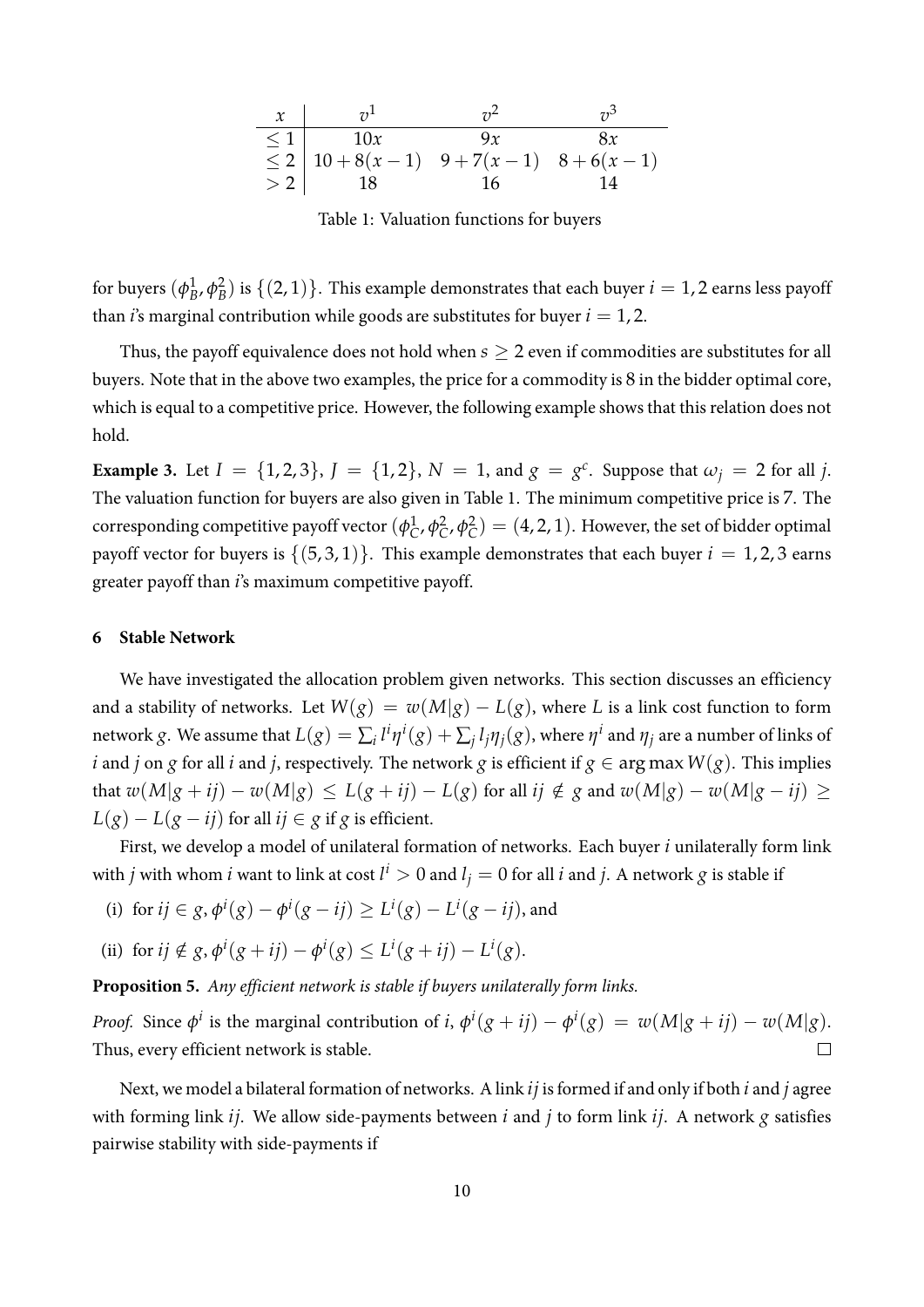| $x$ | $v^1$ | $v^2$ | $v^3$ |
|---|---|---|---|
| $\leq 1$ | $10x$ | $9x$ | $8x$ |
| $\leq 2$ | $10+8(x-1)$ | $9+7(x-1)$ | $8+6(x-1)$ |
| $> 2$ | $18$ | $16$ | $14$ |

Table 1: Valuation functions for buyers

for buyers $(\phi_B^1, \phi_B^2)$ is $\{(2,1)\}$. This example demonstrates that each buyer $i = 1, 2$ earns less payoff than $i$'s marginal contribution while goods are substitutes for buyer $i = 1, 2$.

Thus, the payoff equivalence does not hold when $s \geq 2$ even if commodities are substitutes for all buyers. Note that in the above two examples, the price for a commodity is 8 in the bidder optimal core, which is equal to a competitive price. However, the following example shows that this relation does not hold.

**Example 3.** Let $I = \{1, 2, 3\}$, $J = \{1, 2\}$, $N = 1$, and $g = g^c$. Suppose that $\omega_j = 2$ for all $j$. The valuation function for buyers are also given in Table 1. The minimum competitive price is 7. The corresponding competitive payoff vector $(\phi_C^1, \phi_C^2, \phi_C^2) = (4, 2, 1)$. However, the set of bidder optimal payoff vector for buyers is $\{(5, 3, 1)\}$. This example demonstrates that each buyer $i = 1, 2, 3$ earns greater payoff than $i$'s maximum competitive payoff.

## 6 Stable Network

We have investigated the allocation problem given networks. This section discusses an efficiency and a stability of networks. Let $W(g) = w(M|g) - L(g)$, where $L$ is a link cost function to form network $g$. We assume that $L(g) = \sum_i l^i \eta^i(g) + \sum_j l_j \eta_j(g)$, where $\eta^i$ and $\eta_j$ are a number of links of $i$ and $j$ on $g$ for all $i$ and $j$, respectively. The network $g$ is efficient if $g \in \arg\max W(g)$. This implies that $w(M|g + ij) - w(M|g) \leq L(g + ij) - L(g)$ for all $ij \notin g$ and $w(M|g) - w(M|g - ij) \geq L(g) - L(g - ij)$ for all $ij \in g$ if $g$ is efficient.

First, we develop a model of unilateral formation of networks. Each buyer $i$ unilaterally form link with $j$ with whom $i$ want to link at cost $l^i > 0$ and $l_j = 0$ for all $i$ and $j$. A network $g$ is stable if

(i) for $ij \in g$, $\phi^i(g) - \phi^i(g - ij) \geq L^i(g) - L^i(g - ij)$, and

(ii) for $ij \notin g$, $\phi^i(g + ij) - \phi^i(g) \leq L^i(g + ij) - L^i(g)$.

**Proposition 5.** *Any efficient network is stable if buyers unilaterally form links.*

*Proof.* Since $\phi^i$ is the marginal contribution of $i$, $\phi^i(g + ij) - \phi^i(g) = w(M|g + ij) - w(M|g)$. Thus, every efficient network is stable. $\square$

Next, we model a bilateral formation of networks. A link $ij$ is formed if and only if both $i$ and $j$ agree with forming link $ij$. We allow side-payments between $i$ and $j$ to form link $ij$. A network $g$ satisfies pairwise stability with side-payments if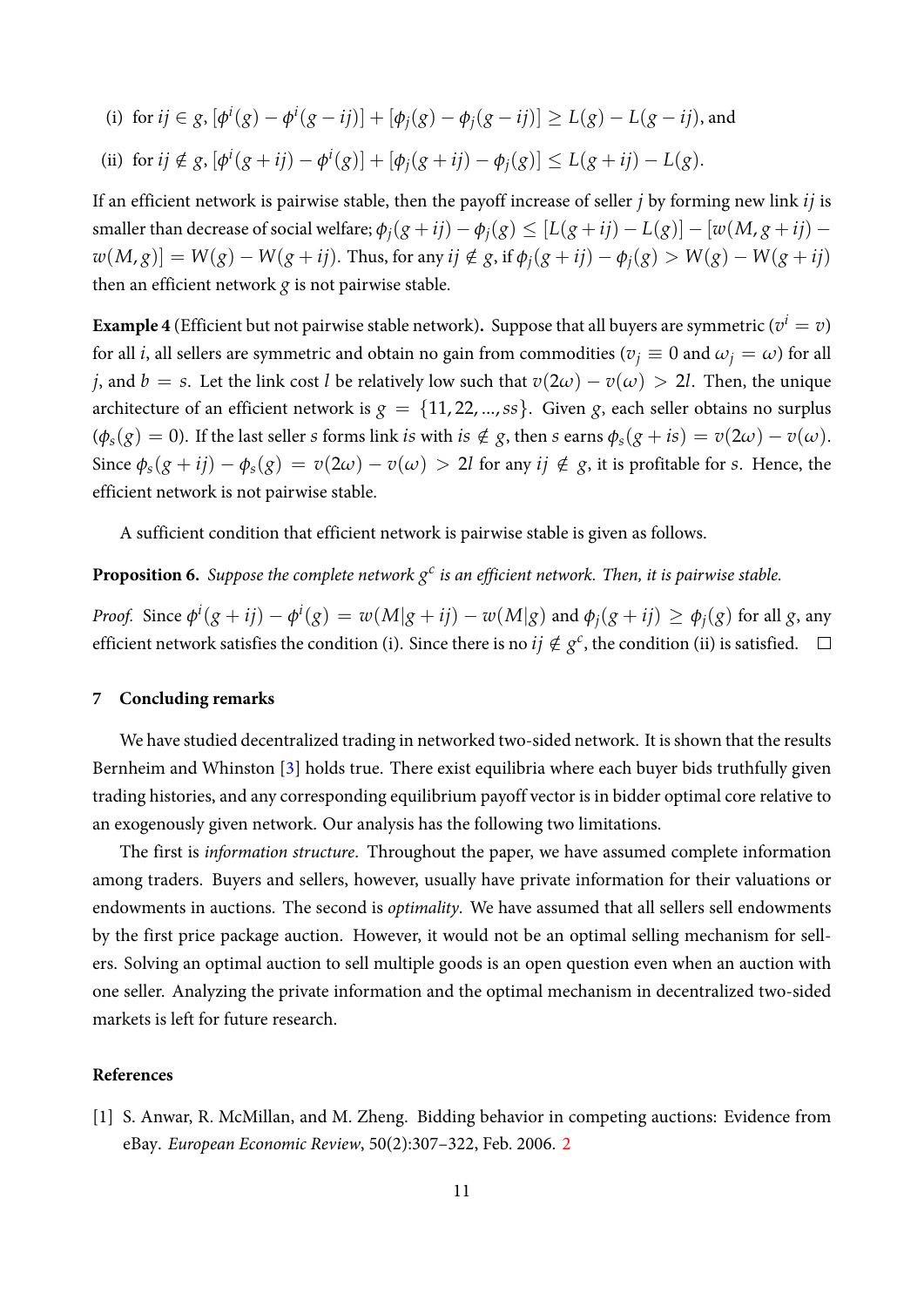(i) for $ij \in g$, $[\phi^i(g) - \phi^i(g - ij)] + [\phi_j(g) - \phi_j(g - ij)] \geq L(g) - L(g - ij)$, and

(ii) for $ij \notin g$, $[\phi^i(g + ij) - \phi^i(g)] + [\phi_j(g + ij) - \phi_j(g)] \leq L(g + ij) - L(g)$.

If an efficient network is pairwise stable, then the payoff increase of seller $j$ by forming new link $ij$ is smaller than decrease of social welfare; $\phi_j(g + ij) - \phi_j(g) \leq [L(g + ij) - L(g)] - [w(M, g + ij) - w(M, g)] = W(g) - W(g + ij)$. Thus, for any $ij \notin g$, if $\phi_j(g + ij) - \phi_j(g) > W(g) - W(g + ij)$ then an efficient network $g$ is not pairwise stable.

**Example 4** (Efficient but not pairwise stable network)**.** Suppose that all buyers are symmetric ($v^i = v$) for all $i$, all sellers are symmetric and obtain no gain from commodities ($v_j \equiv 0$ and $\omega_j = \omega$) for all $j$, and $b = s$. Let the link cost $l$ be relatively low such that $v(2\omega) - v(\omega) > 2l$. Then, the unique architecture of an efficient network is $g = \{11, 22, ..., ss\}$. Given $g$, each seller obtains no surplus ($\phi_s(g) = 0$). If the last seller $s$ forms link $is$ with $is \notin g$, then $s$ earns $\phi_s(g + is) = v(2\omega) - v(\omega)$. Since $\phi_s(g + ij) - \phi_s(g) = v(2\omega) - v(\omega) > 2l$ for any $ij \notin g$, it is profitable for $s$. Hence, the efficient network is not pairwise stable.

A sufficient condition that efficient network is pairwise stable is given as follows.

**Proposition 6.** *Suppose the complete network $g^c$ is an efficient network. Then, it is pairwise stable.*

*Proof.* Since $\phi^i(g + ij) - \phi^i(g) = w(M|g + ij) - w(M|g)$ and $\phi_j(g + ij) \geq \phi_j(g)$ for all $g$, any efficient network satisfies the condition (i). Since there is no $ij \notin g^c$, the condition (ii) is satisfied. □

## 7 Concluding remarks

We have studied decentralized trading in networked two-sided network. It is shown that the results Bernheim and Whinston [3] holds true. There exist equilibria where each buyer bids truthfully given trading histories, and any corresponding equilibrium payoff vector is in bidder optimal core relative to an exogenously given network. Our analysis has the following two limitations.

The first is *information structure*. Throughout the paper, we have assumed complete information among traders. Buyers and sellers, however, usually have private information for their valuations or endowments in auctions. The second is *optimality*. We have assumed that all sellers sell endowments by the first price package auction. However, it would not be an optimal selling mechanism for sellers. Solving an optimal auction to sell multiple goods is an open question even when an auction with one seller. Analyzing the private information and the optimal mechanism in decentralized two-sided markets is left for future research.

## References

[1] S. Anwar, R. McMillan, and M. Zheng. Bidding behavior in competing auctions: Evidence from eBay. *European Economic Review*, 50(2):307–322, Feb. 2006. 2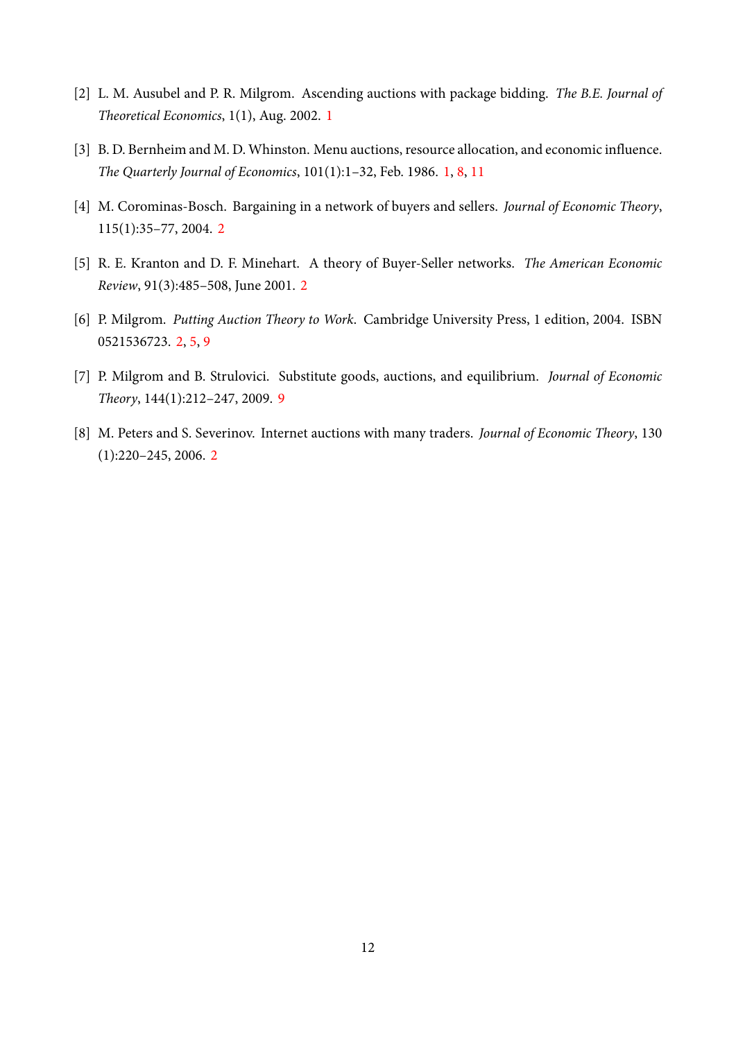[2] L. M. Ausubel and P. R. Milgrom. Ascending auctions with package bidding. *The B.E. Journal of Theoretical Economics*, 1(1), Aug. 2002. 1

[3] B. D. Bernheim and M. D. Whinston. Menu auctions, resource allocation, and economic influence. *The Quarterly Journal of Economics*, 101(1):1–32, Feb. 1986. 1, 8, 11

[4] M. Corominas-Bosch. Bargaining in a network of buyers and sellers. *Journal of Economic Theory*, 115(1):35–77, 2004. 2

[5] R. E. Kranton and D. F. Minehart. A theory of Buyer-Seller networks. *The American Economic Review*, 91(3):485–508, June 2001. 2

[6] P. Milgrom. *Putting Auction Theory to Work*. Cambridge University Press, 1 edition, 2004. ISBN 0521536723. 2, 5, 9

[7] P. Milgrom and B. Strulovici. Substitute goods, auctions, and equilibrium. *Journal of Economic Theory*, 144(1):212–247, 2009. 9

[8] M. Peters and S. Severinov. Internet auctions with many traders. *Journal of Economic Theory*, 130 (1):220–245, 2006. 2